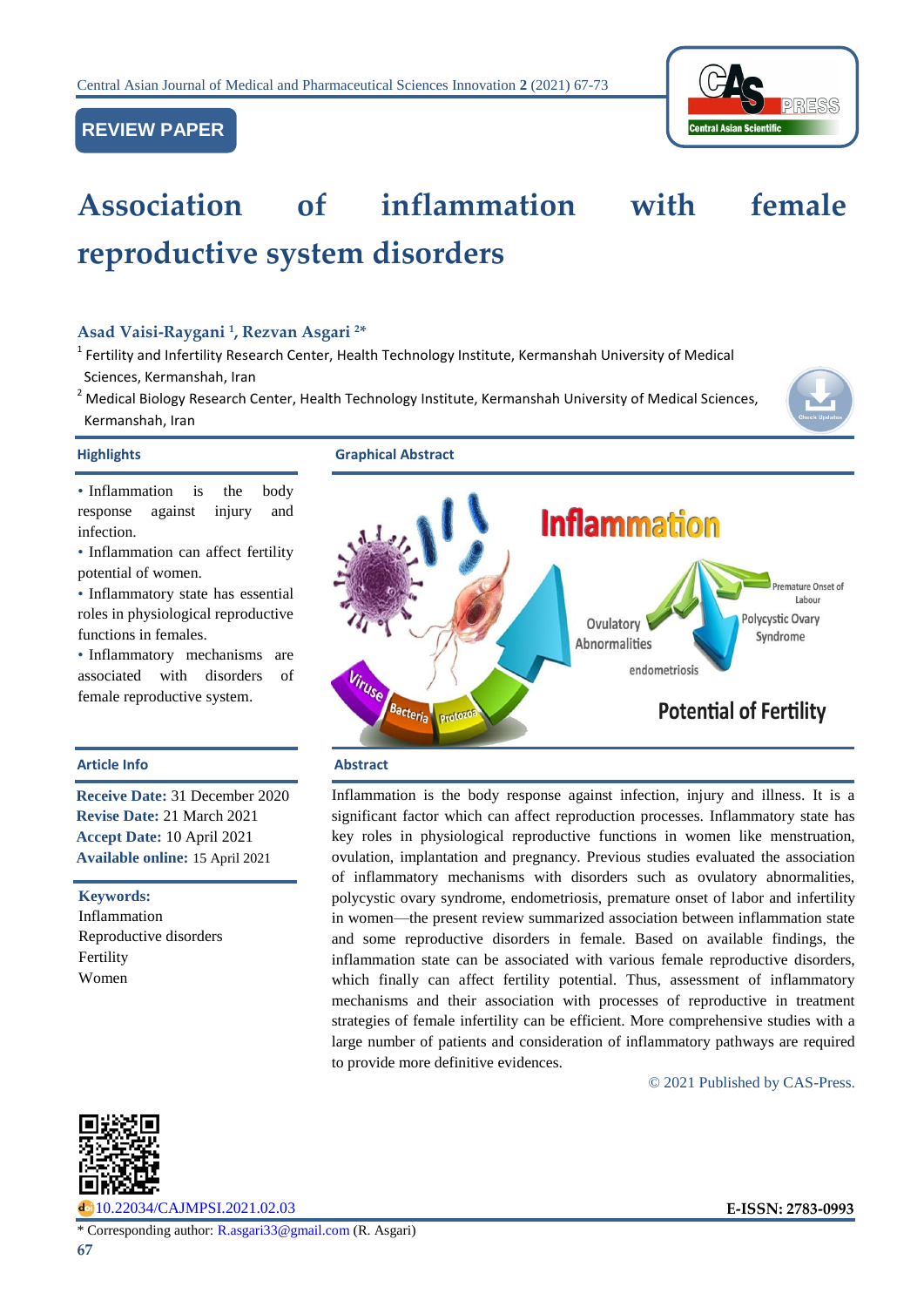REVIEW PAPER

# Association of inflammation with female reproductive system disorders

**Asad Vaisi-Raygani [1], Rezvan Asgari [2*]**

[1] Fertility and Infertility Research Center, Health Technology Institute, Kermanshah University of Medical Sciences, Kermanshah, Iran

[2] Medical Biology Research Center, Health Technology Institute, Kermanshah University of Medical Sciences, Kermanshah, Iran

## Highlights

- Inflammation is the body response against injury and infection.
- Inflammation can affect fertility potential of women.
- Inflammatory state has essential roles in physiological reproductive functions in females.
- Inflammatory mechanisms are associated with disorders of female reproductive system.

## Graphical Abstract

## Article Info

**Receive Date:** 31 December 2020
**Revise Date:** 21 March 2021
**Accept Date:** 10 April 2021
**Available online:** 15 April 2021

**Keywords:**
Inflammation
Reproductive disorders
Fertility
Women

## Abstract

Inflammation is the body response against infection, injury and illness. It is a significant factor which can affect reproduction processes. Inflammatory state has key roles in physiological reproductive functions in women like menstruation, ovulation, implantation and pregnancy. Previous studies evaluated the association of inflammatory mechanisms with disorders such as ovulatory abnormalities, polycystic ovary syndrome, endometriosis, premature onset of labor and infertility in women—the present review summarized association between inflammation state and some reproductive disorders in female. Based on available findings, the inflammation state can be associated with various female reproductive disorders, which finally can affect fertility potential. Thus, assessment of inflammatory mechanisms and their association with processes of reproductive in treatment strategies of female infertility can be efficient. More comprehensive studies with a large number of patients and consideration of inflammatory pathways are required to provide more definitive evidences.

© 2021 Published by CAS-Press.

10.22034/CAJMPSI.2021.02.03

E-ISSN: 2783-0993

* Corresponding author: R.asgari33@gmail.com (R. Asgari)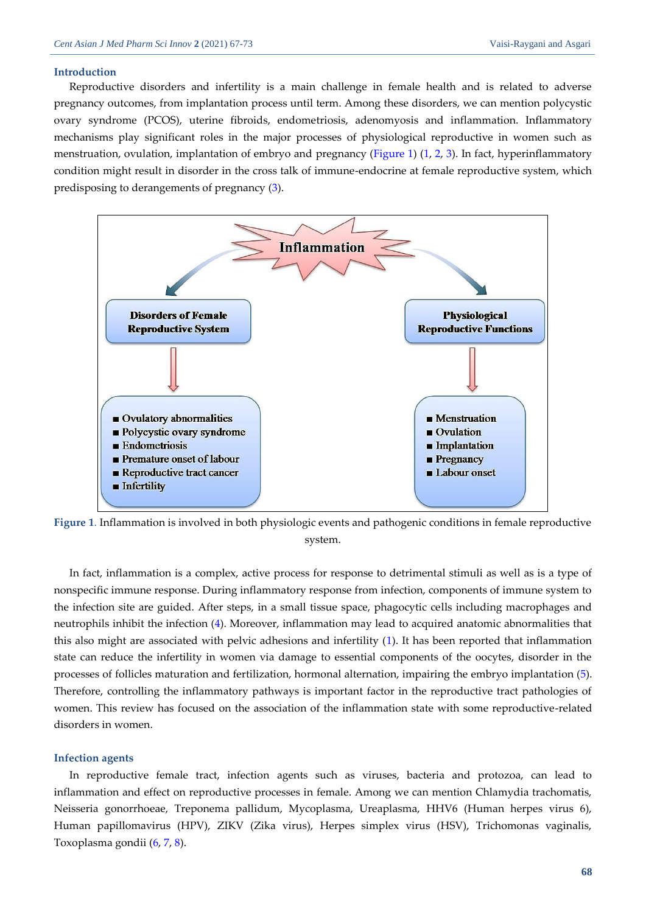## Introduction

Reproductive disorders and infertility is a main challenge in female health and is related to adverse pregnancy outcomes, from implantation process until term. Among these disorders, we can mention polycystic ovary syndrome (PCOS), uterine fibroids, endometriosis, adenomyosis and inflammation. Inflammatory mechanisms play significant roles in the major processes of physiological reproductive in women such as menstruation, ovulation, implantation of embryo and pregnancy (Figure 1) (1, 2, 3). In fact, hyperinflammatory condition might result in disorder in the cross talk of immune-endocrine at female reproductive system, which predisposing to derangements of pregnancy (3).

**Figure 1.** Inflammation is involved in both physiologic events and pathogenic conditions in female reproductive system.

In fact, inflammation is a complex, active process for response to detrimental stimuli as well as is a type of nonspecific immune response. During inflammatory response from infection, components of immune system to the infection site are guided. After steps, in a small tissue space, phagocytic cells including macrophages and neutrophils inhibit the infection (4). Moreover, inflammation may lead to acquired anatomic abnormalities that this also might are associated with pelvic adhesions and infertility (1). It has been reported that inflammation state can reduce the infertility in women via damage to essential components of the oocytes, disorder in the processes of follicles maturation and fertilization, hormonal alternation, impairing the embryo implantation (5). Therefore, controlling the inflammatory pathways is important factor in the reproductive tract pathologies of women. This review has focused on the association of the inflammation state with some reproductive-related disorders in women.

## Infection agents

In reproductive female tract, infection agents such as viruses, bacteria and protozoa, can lead to inflammation and effect on reproductive processes in female. Among we can mention Chlamydia trachomatis, Neisseria gonorrhoeae, Treponema pallidum, Mycoplasma, Ureaplasma, HHV6 (Human herpes virus 6), Human papillomavirus (HPV), ZIKV (Zika virus), Herpes simplex virus (HSV), Trichomonas vaginalis, Toxoplasma gondii (6, 7, 8).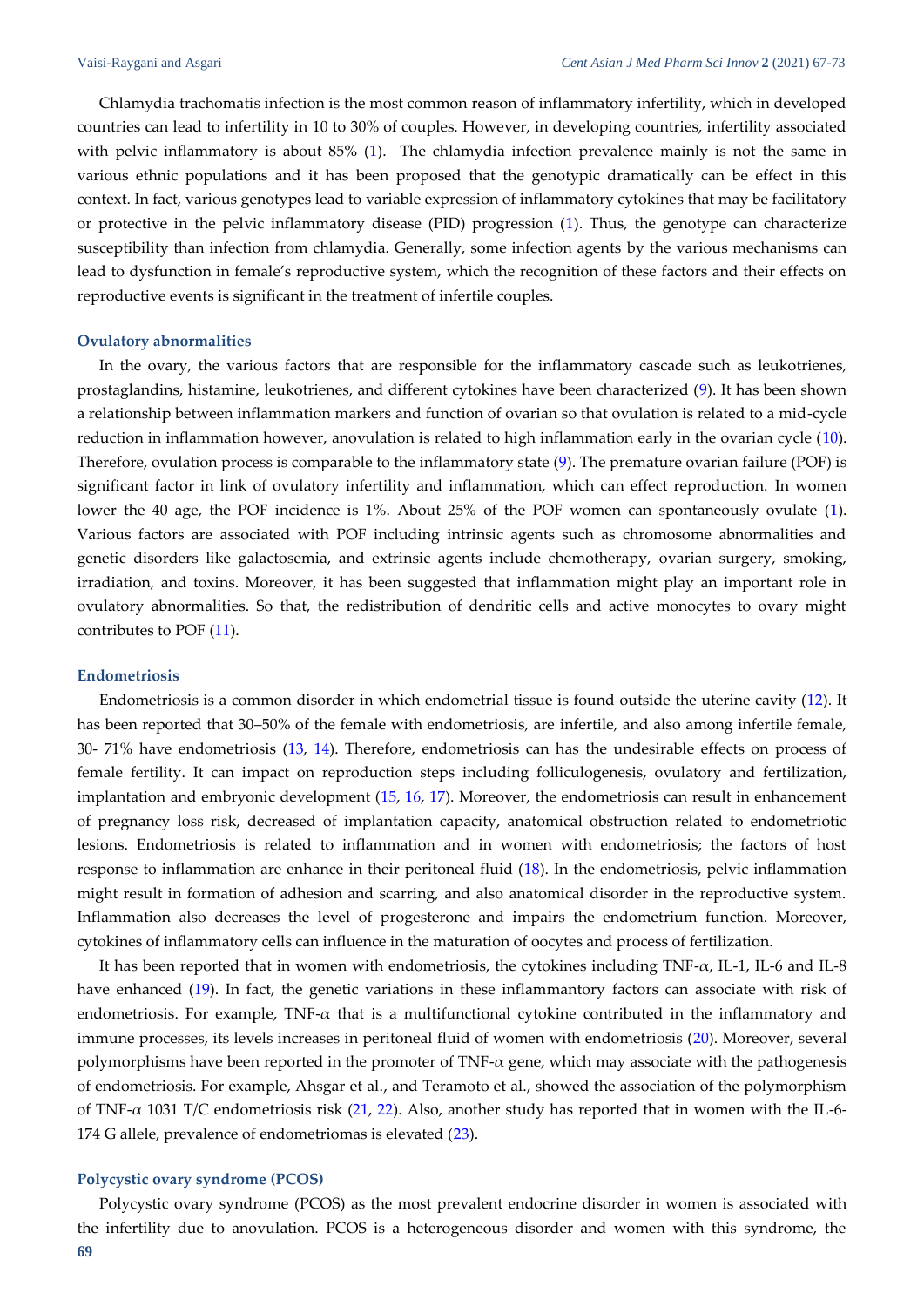Chlamydia trachomatis infection is the most common reason of inflammatory infertility, which in developed countries can lead to infertility in 10 to 30% of couples. However, in developing countries, infertility associated with pelvic inflammatory is about 85% (1). The chlamydia infection prevalence mainly is not the same in various ethnic populations and it has been proposed that the genotypic dramatically can be effect in this context. In fact, various genotypes lead to variable expression of inflammatory cytokines that may be facilitatory or protective in the pelvic inflammatory disease (PID) progression (1). Thus, the genotype can characterize susceptibility than infection from chlamydia. Generally, some infection agents by the various mechanisms can lead to dysfunction in female's reproductive system, which the recognition of these factors and their effects on reproductive events is significant in the treatment of infertile couples.

### Ovulatory abnormalities

In the ovary, the various factors that are responsible for the inflammatory cascade such as leukotrienes, prostaglandins, histamine, leukotrienes, and different cytokines have been characterized (9). It has been shown a relationship between inflammation markers and function of ovarian so that ovulation is related to a mid-cycle reduction in inflammation however, anovulation is related to high inflammation early in the ovarian cycle (10). Therefore, ovulation process is comparable to the inflammatory state (9). The premature ovarian failure (POF) is significant factor in link of ovulatory infertility and inflammation, which can effect reproduction. In women lower the 40 age, the POF incidence is 1%. About 25% of the POF women can spontaneously ovulate (1). Various factors are associated with POF including intrinsic agents such as chromosome abnormalities and genetic disorders like galactosemia, and extrinsic agents include chemotherapy, ovarian surgery, smoking, irradiation, and toxins. Moreover, it has been suggested that inflammation might play an important role in ovulatory abnormalities. So that, the redistribution of dendritic cells and active monocytes to ovary might contributes to POF (11).

### Endometriosis

Endometriosis is a common disorder in which endometrial tissue is found outside the uterine cavity (12). It has been reported that 30–50% of the female with endometriosis, are infertile, and also among infertile female, 30- 71% have endometriosis (13, 14). Therefore, endometriosis can has the undesirable effects on process of female fertility. It can impact on reproduction steps including folliculogenesis, ovulatory and fertilization, implantation and embryonic development (15, 16, 17). Moreover, the endometriosis can result in enhancement of pregnancy loss risk, decreased of implantation capacity, anatomical obstruction related to endometriotic lesions. Endometriosis is related to inflammation and in women with endometriosis; the factors of host response to inflammation are enhance in their peritoneal fluid (18). In the endometriosis, pelvic inflammation might result in formation of adhesion and scarring, and also anatomical disorder in the reproductive system. Inflammation also decreases the level of progesterone and impairs the endometrium function. Moreover, cytokines of inflammatory cells can influence in the maturation of oocytes and process of fertilization.

It has been reported that in women with endometriosis, the cytokines including TNF-$\alpha$, IL-1, IL-6 and IL-8 have enhanced (19). In fact, the genetic variations in these inflammantory factors can associate with risk of endometriosis. For example, TNF-$\alpha$ that is a multifunctional cytokine contributed in the inflammatory and immune processes, its levels increases in peritoneal fluid of women with endometriosis (20). Moreover, several polymorphisms have been reported in the promoter of TNF-$\alpha$ gene, which may associate with the pathogenesis of endometriosis. For example, Ahsgar et al., and Teramoto et al., showed the association of the polymorphism of TNF-$\alpha$ 1031 T/C endometriosis risk (21, 22). Also, another study has reported that in women with the IL-6-174 G allele, prevalence of endometriomas is elevated (23).

### Polycystic ovary syndrome (PCOS)

Polycystic ovary syndrome (PCOS) as the most prevalent endocrine disorder in women is associated with the infertility due to anovulation. PCOS is a heterogeneous disorder and women with this syndrome, the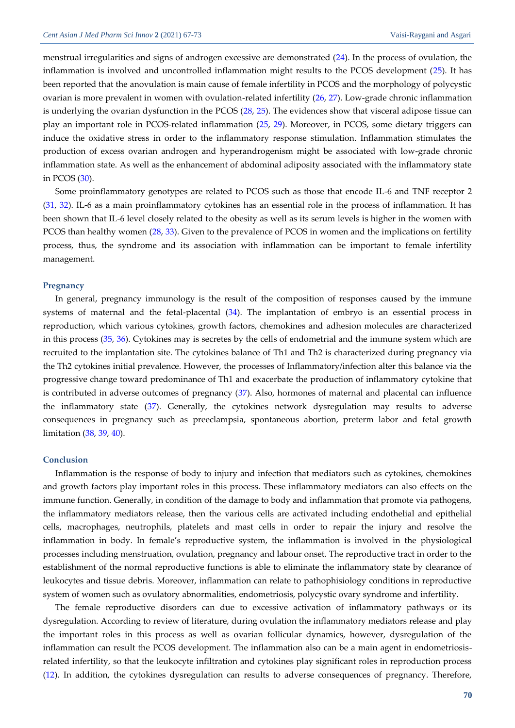menstrual irregularities and signs of androgen excessive are demonstrated (24). In the process of ovulation, the inflammation is involved and uncontrolled inflammation might results to the PCOS development (25). It has been reported that the anovulation is main cause of female infertility in PCOS and the morphology of polycystic ovarian is more prevalent in women with ovulation-related infertility (26, 27). Low-grade chronic inflammation is underlying the ovarian dysfunction in the PCOS (28, 25). The evidences show that visceral adipose tissue can play an important role in PCOS-related inflammation (25, 29). Moreover, in PCOS, some dietary triggers can induce the oxidative stress in order to the inflammatory response stimulation. Inflammation stimulates the production of excess ovarian androgen and hyperandrogenism might be associated with low-grade chronic inflammation state. As well as the enhancement of abdominal adiposity associated with the inflammatory state in PCOS (30).

Some proinflammatory genotypes are related to PCOS such as those that encode IL-6 and TNF receptor 2 (31, 32). IL-6 as a main proinflammatory cytokines has an essential role in the process of inflammation. It has been shown that IL-6 level closely related to the obesity as well as its serum levels is higher in the women with PCOS than healthy women (28, 33). Given to the prevalence of PCOS in women and the implications on fertility process, thus, the syndrome and its association with inflammation can be important to female infertility management.

## Pregnancy

In general, pregnancy immunology is the result of the composition of responses caused by the immune systems of maternal and the fetal-placental (34). The implantation of embryo is an essential process in reproduction, which various cytokines, growth factors, chemokines and adhesion molecules are characterized in this process (35, 36). Cytokines may is secretes by the cells of endometrial and the immune system which are recruited to the implantation site. The cytokines balance of Th1 and Th2 is characterized during pregnancy via the Th2 cytokines initial prevalence. However, the processes of Inflammatory/infection alter this balance via the progressive change toward predominance of Th1 and exacerbate the production of inflammatory cytokine that is contributed in adverse outcomes of pregnancy (37). Also, hormones of maternal and placental can influence the inflammatory state (37). Generally, the cytokines network dysregulation may results to adverse consequences in pregnancy such as preeclampsia, spontaneous abortion, preterm labor and fetal growth limitation (38, 39, 40).

## Conclusion

Inflammation is the response of body to injury and infection that mediators such as cytokines, chemokines and growth factors play important roles in this process. These inflammatory mediators can also effects on the immune function. Generally, in condition of the damage to body and inflammation that promote via pathogens, the inflammatory mediators release, then the various cells are activated including endothelial and epithelial cells, macrophages, neutrophils, platelets and mast cells in order to repair the injury and resolve the inflammation in body. In female's reproductive system, the inflammation is involved in the physiological processes including menstruation, ovulation, pregnancy and labour onset. The reproductive tract in order to the establishment of the normal reproductive functions is able to eliminate the inflammatory state by clearance of leukocytes and tissue debris. Moreover, inflammation can relate to pathophisiology conditions in reproductive system of women such as ovulatory abnormalities, endometriosis, polycystic ovary syndrome and infertility.

The female reproductive disorders can due to excessive activation of inflammatory pathways or its dysregulation. According to review of literature, during ovulation the inflammatory mediators release and play the important roles in this process as well as ovarian follicular dynamics, however, dysregulation of the inflammation can result the PCOS development. The inflammation also can be a main agent in endometriosis-related infertility, so that the leukocyte infiltration and cytokines play significant roles in reproduction process (12). In addition, the cytokines dysregulation can results to adverse consequences of pregnancy. Therefore,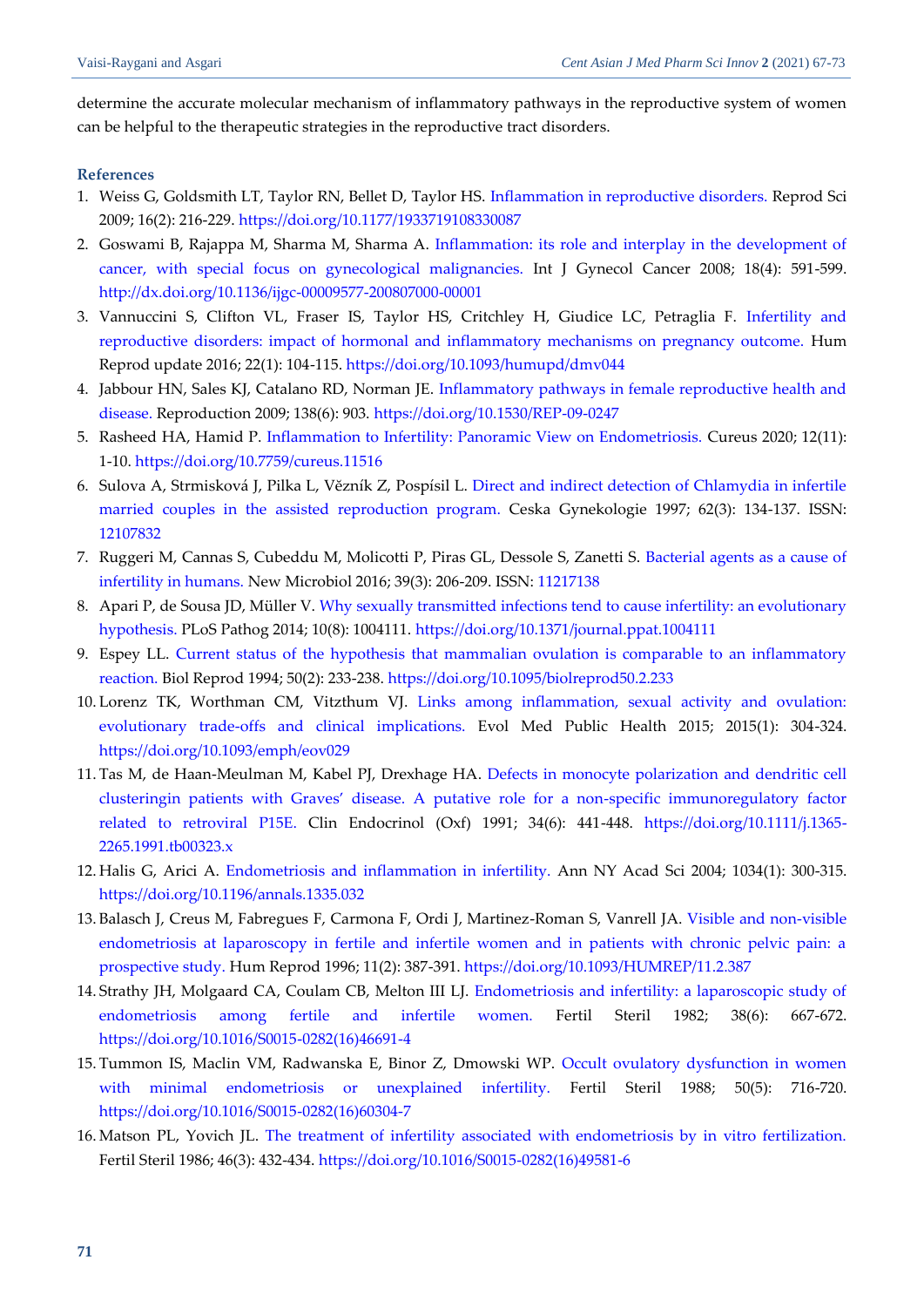determine the accurate molecular mechanism of inflammatory pathways in the reproductive system of women can be helpful to the therapeutic strategies in the reproductive tract disorders.

## References

1. Weiss G, Goldsmith LT, Taylor RN, Bellet D, Taylor HS. Inflammation in reproductive disorders. Reprod Sci 2009; 16(2): 216-229. https://doi.org/10.1177/1933719108330087
2. Goswami B, Rajappa M, Sharma M, Sharma A. Inflammation: its role and interplay in the development of cancer, with special focus on gynecological malignancies. Int J Gynecol Cancer 2008; 18(4): 591-599. http://dx.doi.org/10.1136/ijgc-00009577-200807000-00001
3. Vannuccini S, Clifton VL, Fraser IS, Taylor HS, Critchley H, Giudice LC, Petraglia F. Infertility and reproductive disorders: impact of hormonal and inflammatory mechanisms on pregnancy outcome. Hum Reprod update 2016; 22(1): 104-115. https://doi.org/10.1093/humupd/dmv044
4. Jabbour HN, Sales KJ, Catalano RD, Norman JE. Inflammatory pathways in female reproductive health and disease. Reproduction 2009; 138(6): 903. https://doi.org/10.1530/REP-09-0247
5. Rasheed HA, Hamid P. Inflammation to Infertility: Panoramic View on Endometriosis. Cureus 2020; 12(11): 1-10. https://doi.org/10.7759/cureus.11516
6. Sulova A, Strmisková J, Pilka L, Věžník Z, Pospísil L. Direct and indirect detection of Chlamydia in infertile married couples in the assisted reproduction program. Ceska Gynekologie 1997; 62(3): 134-137. ISSN: 12107832
7. Ruggeri M, Cannas S, Cubeddu M, Molicotti P, Piras GL, Dessole S, Zanetti S. Bacterial agents as a cause of infertility in humans. New Microbiol 2016; 39(3): 206-209. ISSN: 11217138
8. Apari P, de Sousa JD, Müller V. Why sexually transmitted infections tend to cause infertility: an evolutionary hypothesis. PLoS Pathog 2014; 10(8): 1004111. https://doi.org/10.1371/journal.ppat.1004111
9. Espey LL. Current status of the hypothesis that mammalian ovulation is comparable to an inflammatory reaction. Biol Reprod 1994; 50(2): 233-238. https://doi.org/10.1095/biolreprod50.2.233
10. Lorenz TK, Worthman CM, Vitzthum VJ. Links among inflammation, sexual activity and ovulation: evolutionary trade-offs and clinical implications. Evol Med Public Health 2015; 2015(1): 304-324. https://doi.org/10.1093/emph/eov029
11. Tas M, de Haan-Meulman M, Kabel PJ, Drexhage HA. Defects in monocyte polarization and dendritic cell clusteringin patients with Graves' disease. A putative role for a non-specific immunoregulatory factor related to retroviral P15E. Clin Endocrinol (Oxf) 1991; 34(6): 441-448. https://doi.org/10.1111/j.1365-2265.1991.tb00323.x
12. Halis G, Arici A. Endometriosis and inflammation in infertility. Ann NY Acad Sci 2004; 1034(1): 300-315. https://doi.org/10.1196/annals.1335.032
13. Balasch J, Creus M, Fabregues F, Carmona F, Ordi J, Martinez-Roman S, Vanrell JA. Visible and non-visible endometriosis at laparoscopy in fertile and infertile women and in patients with chronic pelvic pain: a prospective study. Hum Reprod 1996; 11(2): 387-391. https://doi.org/10.1093/HUMREP/11.2.387
14. Strathy JH, Molgaard CA, Coulam CB, Melton III LJ. Endometriosis and infertility: a laparoscopic study of endometriosis among fertile and infertile women. Fertil Steril 1982; 38(6): 667-672. https://doi.org/10.1016/S0015-0282(16)46691-4
15. Tummon IS, Maclin VM, Radwanska E, Binor Z, Dmowski WP. Occult ovulatory dysfunction in women with minimal endometriosis or unexplained infertility. Fertil Steril 1988; 50(5): 716-720. https://doi.org/10.1016/S0015-0282(16)60304-7
16. Matson PL, Yovich JL. The treatment of infertility associated with endometriosis by in vitro fertilization. Fertil Steril 1986; 46(3): 432-434. https://doi.org/10.1016/S0015-0282(16)49581-6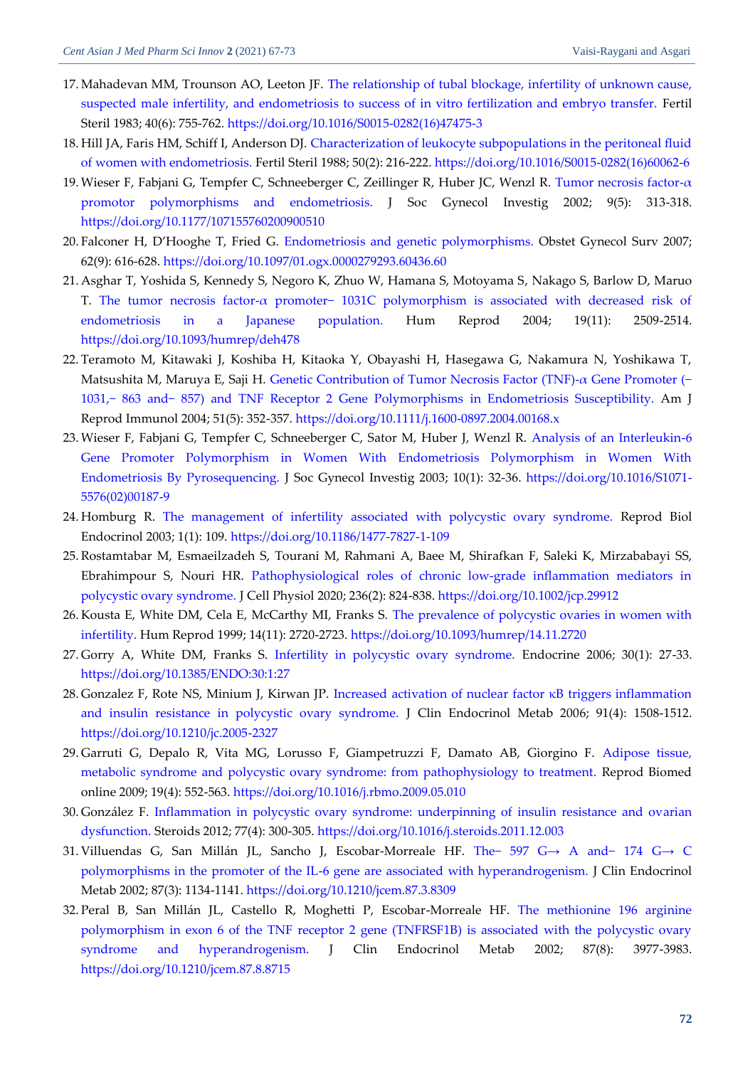17. Mahadevan MM, Trounson AO, Leeton JF. The relationship of tubal blockage, infertility of unknown cause, suspected male infertility, and endometriosis to success of in vitro fertilization and embryo transfer. Fertil Steril 1983; 40(6): 755-762. https://doi.org/10.1016/S0015-0282(16)47475-3
18. Hill JA, Faris HM, Schiff I, Anderson DJ. Characterization of leukocyte subpopulations in the peritoneal fluid of women with endometriosis. Fertil Steril 1988; 50(2): 216-222. https://doi.org/10.1016/S0015-0282(16)60062-6
19. Wieser F, Fabjani G, Tempfer C, Schneeberger C, Zeillinger R, Huber JC, Wenzl R. Tumor necrosis factor-α promotor polymorphisms and endometriosis. J Soc Gynecol Investig 2002; 9(5): 313-318. https://doi.org/10.1177/107155760200900510
20. Falconer H, D'Hooghe T, Fried G. Endometriosis and genetic polymorphisms. Obstet Gynecol Surv 2007; 62(9): 616-628. https://doi.org/10.1097/01.ogx.0000279293.60436.60
21. Asghar T, Yoshida S, Kennedy S, Negoro K, Zhuo W, Hamana S, Motoyama S, Nakago S, Barlow D, Maruo T. The tumor necrosis factor-α promoter− 1031C polymorphism is associated with decreased risk of endometriosis in a Japanese population. Hum Reprod 2004; 19(11): 2509-2514. https://doi.org/10.1093/humrep/deh478
22. Teramoto M, Kitawaki J, Koshiba H, Kitaoka Y, Obayashi H, Hasegawa G, Nakamura N, Yoshikawa T, Matsushita M, Maruya E, Saji H. Genetic Contribution of Tumor Necrosis Factor (TNF)-α Gene Promoter (− 1031,− 863 and− 857) and TNF Receptor 2 Gene Polymorphisms in Endometriosis Susceptibility. Am J Reprod Immunol 2004; 51(5): 352-357. https://doi.org/10.1111/j.1600-0897.2004.00168.x
23. Wieser F, Fabjani G, Tempfer C, Schneeberger C, Sator M, Huber J, Wenzl R. Analysis of an Interleukin-6 Gene Promoter Polymorphism in Women With Endometriosis Polymorphism in Women With Endometriosis By Pyrosequencing. J Soc Gynecol Investig 2003; 10(1): 32-36. https://doi.org/10.1016/S1071-5576(02)00187-9
24. Homburg R. The management of infertility associated with polycystic ovary syndrome. Reprod Biol Endocrinol 2003; 1(1): 109. https://doi.org/10.1186/1477-7827-1-109
25. Rostamtabar M, Esmaeilzadeh S, Tourani M, Rahmani A, Baee M, Shirafkan F, Saleki K, Mirzababayi SS, Ebrahimpour S, Nouri HR. Pathophysiological roles of chronic low-grade inflammation mediators in polycystic ovary syndrome. J Cell Physiol 2020; 236(2): 824-838. https://doi.org/10.1002/jcp.29912
26. Kousta E, White DM, Cela E, McCarthy MI, Franks S. The prevalence of polycystic ovaries in women with infertility. Hum Reprod 1999; 14(11): 2720-2723. https://doi.org/10.1093/humrep/14.11.2720
27. Gorry A, White DM, Franks S. Infertility in polycystic ovary syndrome. Endocrine 2006; 30(1): 27-33. https://doi.org/10.1385/ENDO:30:1:27
28. Gonzalez F, Rote NS, Minium J, Kirwan JP. Increased activation of nuclear factor κB triggers inflammation and insulin resistance in polycystic ovary syndrome. J Clin Endocrinol Metab 2006; 91(4): 1508-1512. https://doi.org/10.1210/jc.2005-2327
29. Garruti G, Depalo R, Vita MG, Lorusso F, Giampetruzzi F, Damato AB, Giorgino F. Adipose tissue, metabolic syndrome and polycystic ovary syndrome: from pathophysiology to treatment. Reprod Biomed online 2009; 19(4): 552-563. https://doi.org/10.1016/j.rbmo.2009.05.010
30. González F. Inflammation in polycystic ovary syndrome: underpinning of insulin resistance and ovarian dysfunction. Steroids 2012; 77(4): 300-305. https://doi.org/10.1016/j.steroids.2011.12.003
31. Villuendas G, San Millán JL, Sancho J, Escobar-Morreale HF. The− 597 G→ A and− 174 G→ C polymorphisms in the promoter of the IL-6 gene are associated with hyperandrogenism. J Clin Endocrinol Metab 2002; 87(3): 1134-1141. https://doi.org/10.1210/jcem.87.3.8309
32. Peral B, San Millán JL, Castello R, Moghetti P, Escobar-Morreale HF. The methionine 196 arginine polymorphism in exon 6 of the TNF receptor 2 gene (TNFRSF1B) is associated with the polycystic ovary syndrome and hyperandrogenism. J Clin Endocrinol Metab 2002; 87(8): 3977-3983. https://doi.org/10.1210/jcem.87.8.8715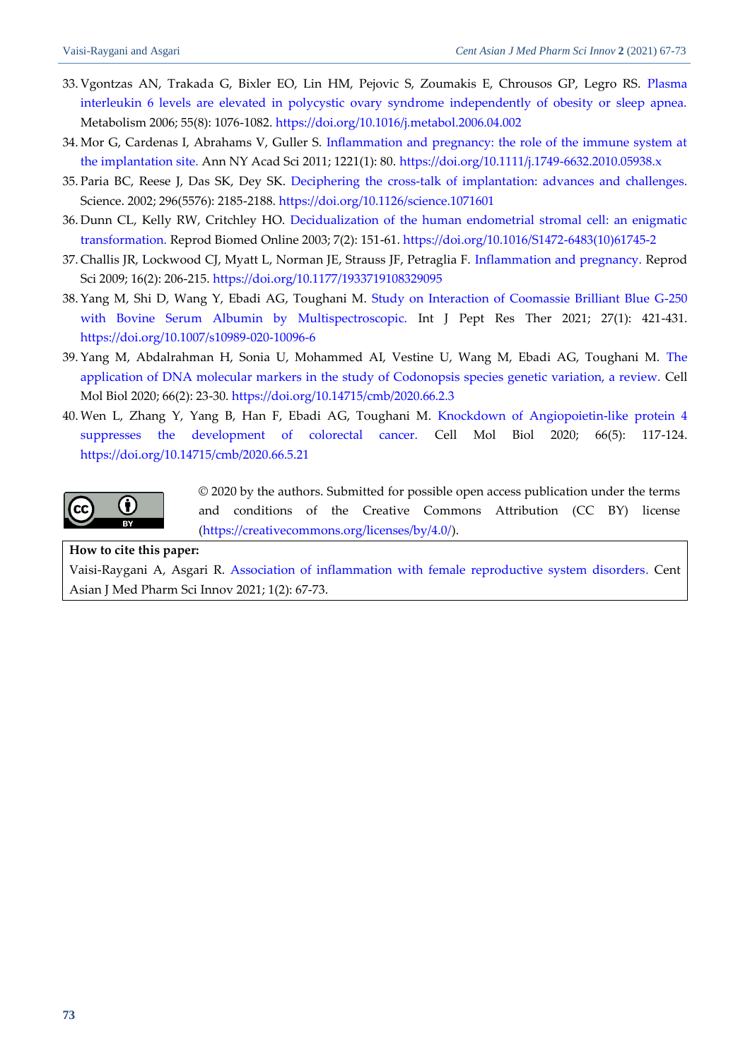33. Vgontzas AN, Trakada G, Bixler EO, Lin HM, Pejovic S, Zoumakis E, Chrousos GP, Legro RS. Plasma interleukin 6 levels are elevated in polycystic ovary syndrome independently of obesity or sleep apnea. Metabolism 2006; 55(8): 1076-1082. https://doi.org/10.1016/j.metabol.2006.04.002
34. Mor G, Cardenas I, Abrahams V, Guller S. Inflammation and pregnancy: the role of the immune system at the implantation site. Ann NY Acad Sci 2011; 1221(1): 80. https://doi.org/10.1111/j.1749-6632.2010.05938.x
35. Paria BC, Reese J, Das SK, Dey SK. Deciphering the cross-talk of implantation: advances and challenges. Science. 2002; 296(5576): 2185-2188. https://doi.org/10.1126/science.1071601
36. Dunn CL, Kelly RW, Critchley HO. Decidualization of the human endometrial stromal cell: an enigmatic transformation. Reprod Biomed Online 2003; 7(2): 151-61. https://doi.org/10.1016/S1472-6483(10)61745-2
37. Challis JR, Lockwood CJ, Myatt L, Norman JE, Strauss JF, Petraglia F. Inflammation and pregnancy. Reprod Sci 2009; 16(2): 206-215. https://doi.org/10.1177/1933719108329095
38. Yang M, Shi D, Wang Y, Ebadi AG, Toughani M. Study on Interaction of Coomassie Brilliant Blue G-250 with Bovine Serum Albumin by Multispectroscopic. Int J Pept Res Ther 2021; 27(1): 421-431. https://doi.org/10.1007/s10989-020-10096-6
39. Yang M, Abdalrahman H, Sonia U, Mohammed AI, Vestine U, Wang M, Ebadi AG, Toughani M. The application of DNA molecular markers in the study of Codonopsis species genetic variation, a review. Cell Mol Biol 2020; 66(2): 23-30. https://doi.org/10.14715/cmb/2020.66.2.3
40. Wen L, Zhang Y, Yang B, Han F, Ebadi AG, Toughani M. Knockdown of Angiopoietin-like protein 4 suppresses the development of colorectal cancer. Cell Mol Biol 2020; 66(5): 117-124. https://doi.org/10.14715/cmb/2020.66.5.21

© 2020 by the authors. Submitted for possible open access publication under the terms and conditions of the Creative Commons Attribution (CC BY) license (https://creativecommons.org/licenses/by/4.0/).

**How to cite this paper:**

Vaisi-Raygani A, Asgari R. Association of inflammation with female reproductive system disorders. Cent Asian J Med Pharm Sci Innov 2021; 1(2): 67-73.